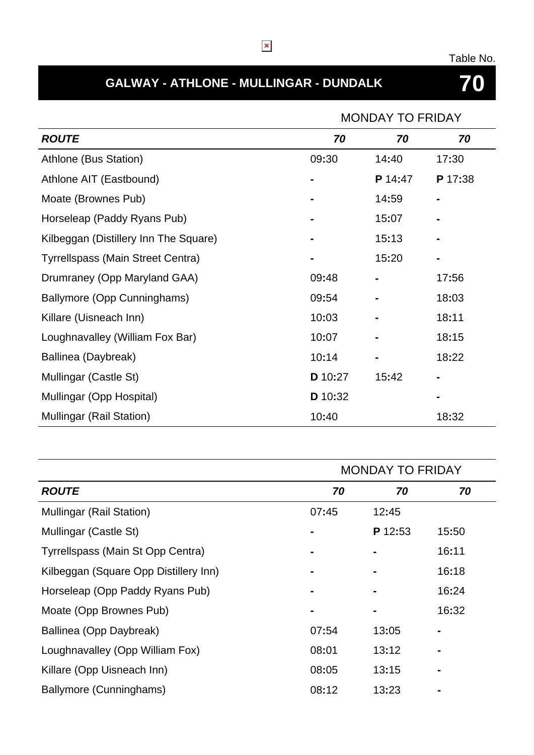Table No.

# GALWAY - ATHLONE - MULLINGAR - DUNDALK 70

| | MONDAY TO FRIDAY | | |
|---|---|---|---|
| ***ROUTE*** | ***70*** | ***70*** | ***70*** |
| Athlone (Bus Station) | 09:30 | 14:40 | 17:30 |
| Athlone AIT (Eastbound) | - | **P** 14:47 | **P** 17:38 |
| Moate (Brownes Pub) | - | 14:59 | - |
| Horseleap (Paddy Ryans Pub) | - | 15:07 | - |
| Kilbeggan (Distillery Inn The Square) | - | 15:13 | - |
| Tyrrellspass (Main Street Centra) | - | 15:20 | - |
| Drumraney (Opp Maryland GAA) | 09:48 | - | 17:56 |
| Ballymore (Opp Cunninghams) | 09:54 | - | 18:03 |
| Killare (Uisneach Inn) | 10:03 | - | 18:11 |
| Loughnavalley (William Fox Bar) | 10:07 | - | 18:15 |
| Ballinea (Daybreak) | 10:14 | - | 18:22 |
| Mullingar (Castle St) | **D** 10:27 | 15:42 | - |
| Mullingar (Opp Hospital) | **D** 10:32 | | - |
| Mullingar (Rail Station) | 10:40 | | 18:32 |

| | MONDAY TO FRIDAY | | |
|---|---|---|---|
| ***ROUTE*** | ***70*** | ***70*** | ***70*** |
| Mullingar (Rail Station) | 07:45 | 12:45 | |
| Mullingar (Castle St) | - | **P** 12:53 | 15:50 |
| Tyrrellspass (Main St Opp Centra) | - | - | 16:11 |
| Kilbeggan (Square Opp Distillery Inn) | - | - | 16:18 |
| Horseleap (Opp Paddy Ryans Pub) | - | - | 16:24 |
| Moate (Opp Brownes Pub) | - | - | 16:32 |
| Ballinea (Opp Daybreak) | 07:54 | 13:05 | - |
| Loughnavalley (Opp William Fox) | 08:01 | 13:12 | - |
| Killare (Opp Uisneach Inn) | 08:05 | 13:15 | - |
| Ballymore (Cunninghams) | 08:12 | 13:23 | - |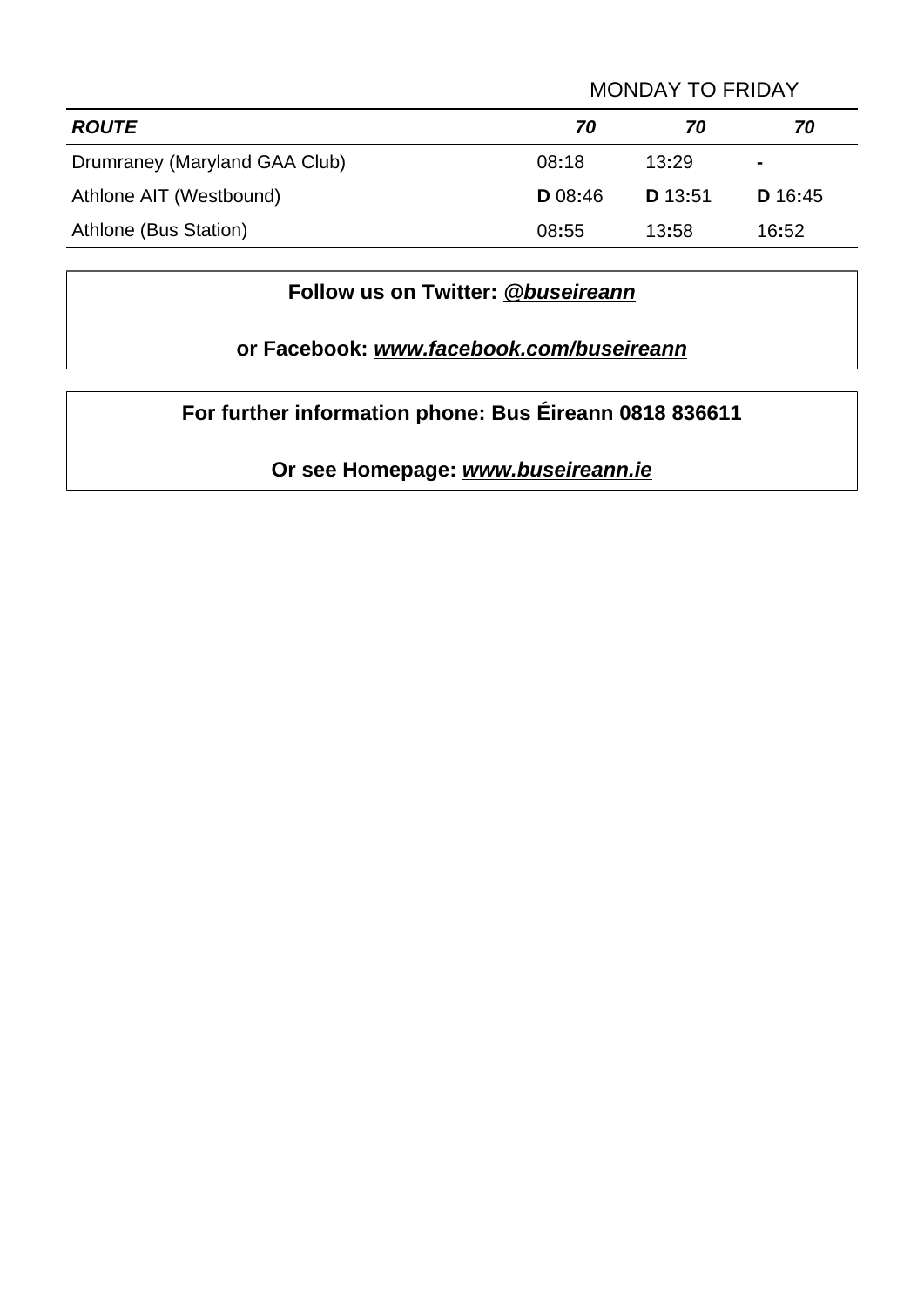| | MONDAY TO FRIDAY | | |
|---|---|---|---|
| ***ROUTE*** | ***70*** | ***70*** | ***70*** |
| Drumraney (Maryland GAA Club) | 08:18 | 13:29 | - |
| Athlone AIT (Westbound) | **D** 08:46 | **D** 13:51 | **D** 16:45 |
| Athlone (Bus Station) | 08:55 | 13:58 | 16:52 |

**Follow us on Twitter: @*buseireann***

**or Facebook: *www.facebook.com/buseireann***

**For further information phone: Bus Éireann 0818 836611**

**Or see Homepage: *www.buseireann.ie***